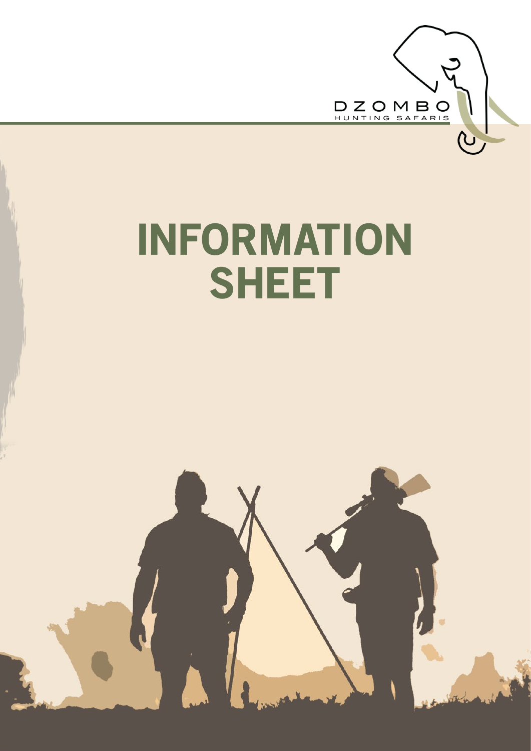DZOMBO
HUNTING SAFARIS

# INFORMATION SHEET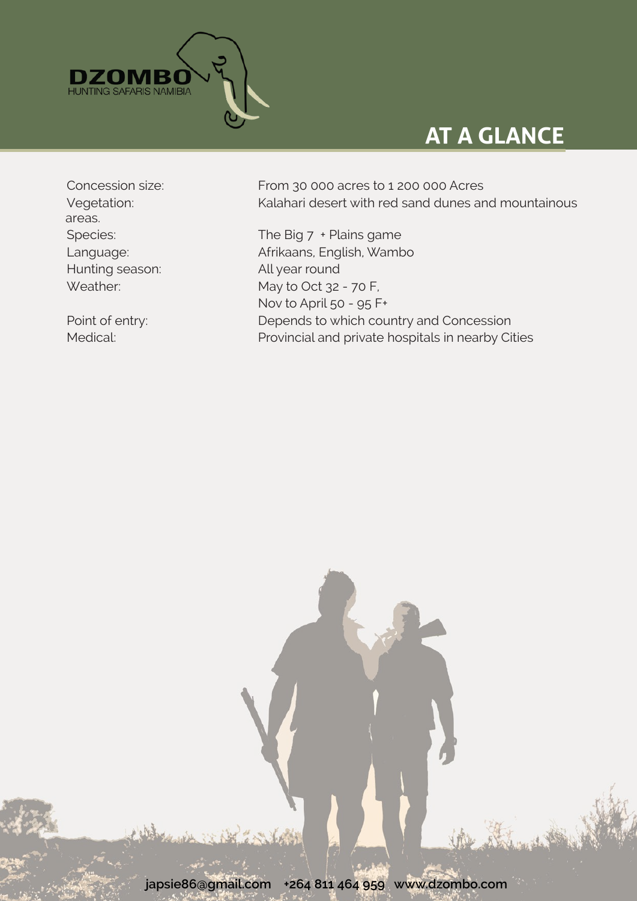**DZOMBO**
HUNTING SAFARIS NAMIBIA

## AT A GLANCE

| | |
|---|---|
| Concession size: | From 30 000 acres to 1 200 000 Acres |
| Vegetation: | Kalahari desert with red sand dunes and mountainous areas. |
| Species: | The Big 7 + Plains game |
| Language: | Afrikaans, English, Wambo |
| Hunting season: | All year round |
| Weather: | May to Oct 32 - 70 F, Nov to April 50 - 95 F+ |
| Point of entry: | Depends to which country and Concession |
| Medical: | Provincial and private hospitals in nearby Cities |

japsie86@gmail.com +264 811 464 959 www.dzombo.com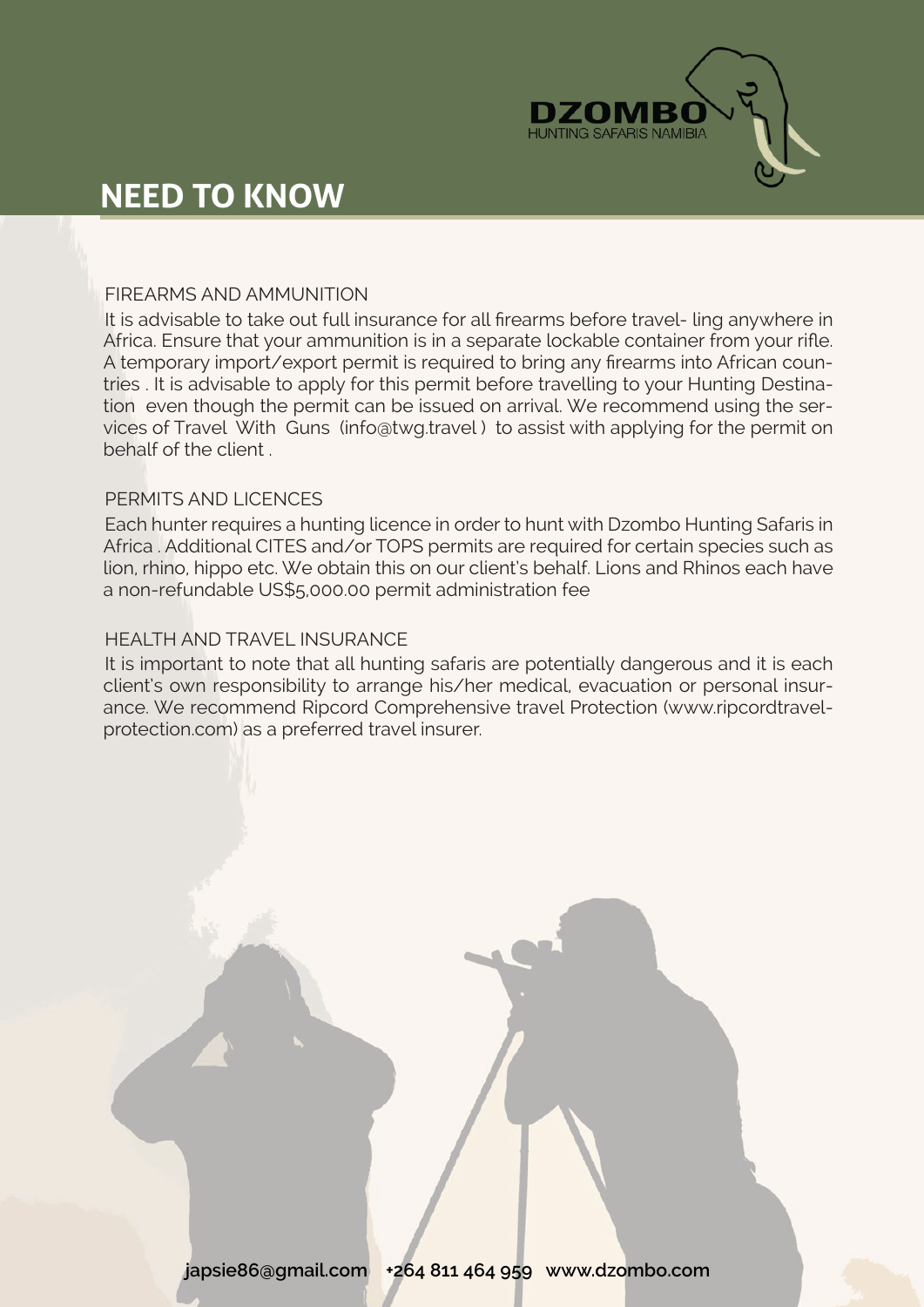# NEED TO KNOW

## FIREARMS AND AMMUNITION

It is advisable to take out full insurance for all firearms before travel- ling anywhere in Africa. Ensure that your ammunition is in a separate lockable container from your rifle. A temporary import/export permit is required to bring any firearms into African countries . It is advisable to apply for this permit before travelling to your Hunting Destination even though the permit can be issued on arrival. We recommend using the services of Travel With Guns (info@twg.travel ) to assist with applying for the permit on behalf of the client .

## PERMITS AND LICENCES

Each hunter requires a hunting licence in order to hunt with Dzombo Hunting Safaris in Africa . Additional CITES and/or TOPS permits are required for certain species such as lion, rhino, hippo etc. We obtain this on our client's behalf. Lions and Rhinos each have a non-refundable US$5,000.00 permit administration fee

## HEALTH AND TRAVEL INSURANCE

It is important to note that all hunting safaris are potentially dangerous and it is each client's own responsibility to arrange his/her medical, evacuation or personal insurance. We recommend Ripcord Comprehensive travel Protection (www.ripcordtravelprotection.com) as a preferred travel insurer.

**japsie86@gmail.com +264 811 464 959 www.dzombo.com**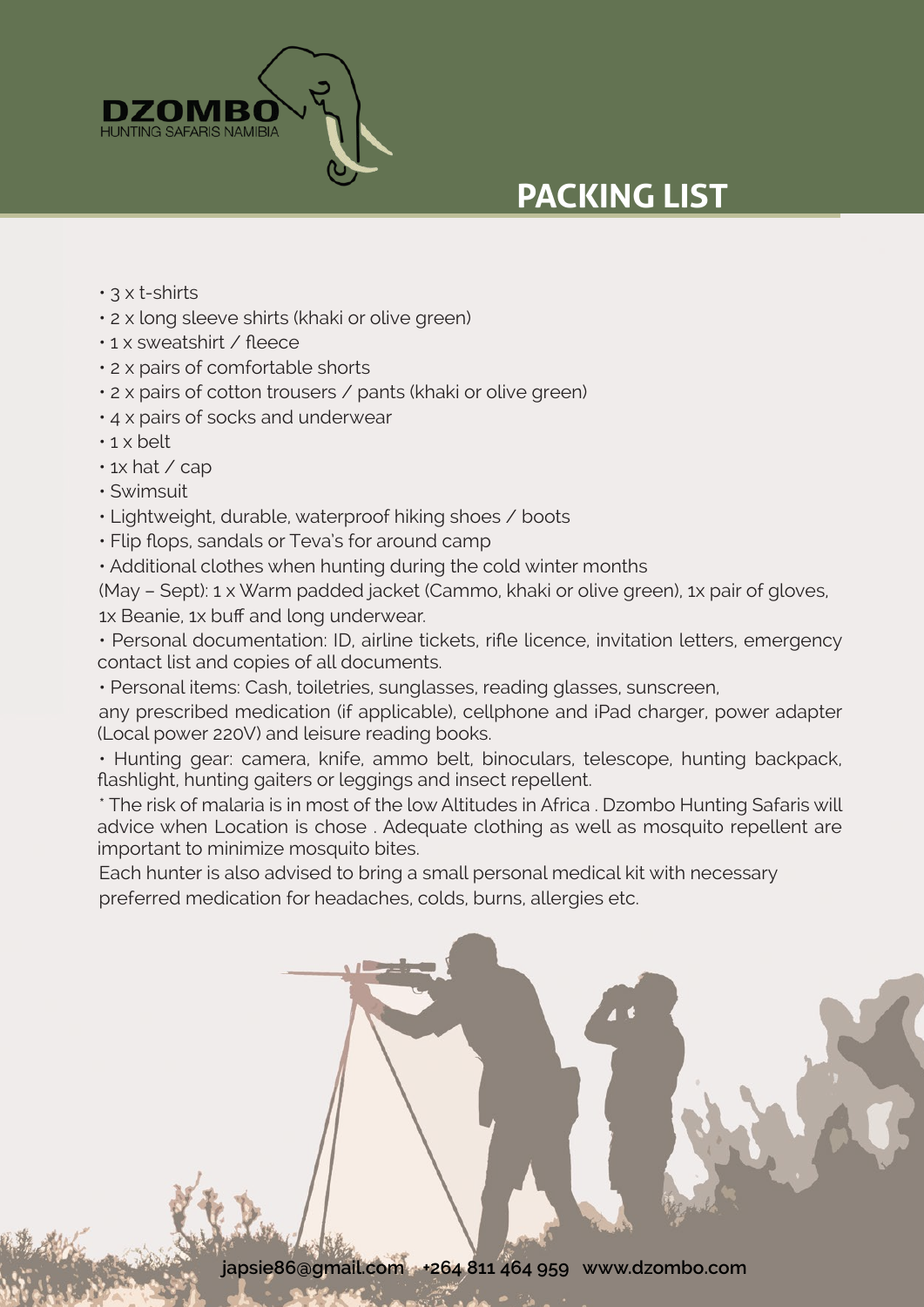DZOMBO
HUNTING SAFARIS NAMIBIA

# PACKING LIST

- 3 x t-shirts
- 2 x long sleeve shirts (khaki or olive green)
- 1 x sweatshirt / fleece
- 2 x pairs of comfortable shorts
- 2 x pairs of cotton trousers / pants (khaki or olive green)
- 4 x pairs of socks and underwear
- 1 x belt
- 1x hat / cap
- Swimsuit
- Lightweight, durable, waterproof hiking shoes / boots
- Flip flops, sandals or Teva's for around camp
- Additional clothes when hunting during the cold winter months (May – Sept): 1 x Warm padded jacket (Cammo, khaki or olive green), 1x pair of gloves, 1x Beanie, 1x buff and long underwear.
- Personal documentation: ID, airline tickets, rifle licence, invitation letters, emergency contact list and copies of all documents.
- Personal items: Cash, toiletries, sunglasses, reading glasses, sunscreen, any prescribed medication (if applicable), cellphone and iPad charger, power adapter (Local power 220V) and leisure reading books.
- Hunting gear: camera, knife, ammo belt, binoculars, telescope, hunting backpack, flashlight, hunting gaiters or leggings and insect repellent.

* The risk of malaria is in most of the low Altitudes in Africa . Dzombo Hunting Safaris will advice when Location is chose . Adequate clothing as well as mosquito repellent are important to minimize mosquito bites.

Each hunter is also advised to bring a small personal medical kit with necessary preferred medication for headaches, colds, burns, allergies etc.

japsie86@gmail.com +264 811 464 959 www.dzombo.com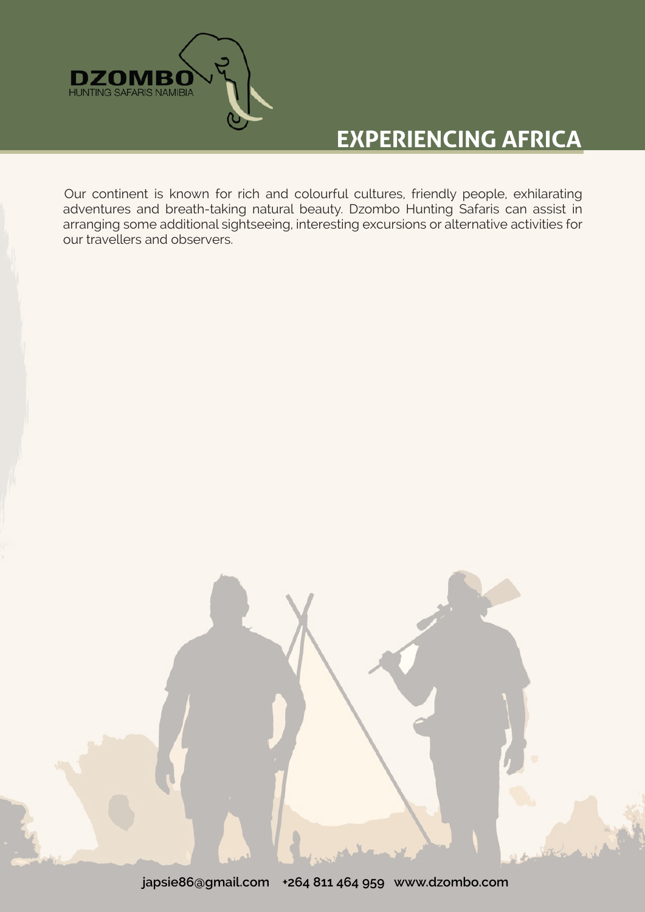# EXPERIENCING AFRICA

Our continent is known for rich and colourful cultures, friendly people, exhilarating adventures and breath-taking natural beauty. Dzombo Hunting Safaris can assist in arranging some additional sightseeing, interesting excursions or alternative activities for our travellers and observers.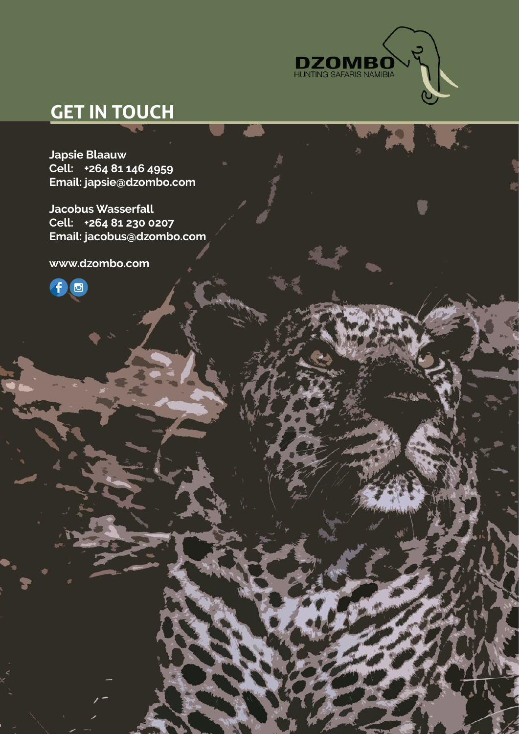DZOMBO
HUNTING SAFARIS NAMIBIA

## GET IN TOUCH

**Japsie Blaauw**
**Cell: +264 81 146 4959**
**Email: japsie@dzombo.com**

**Jacobus Wasserfall**
**Cell: +264 81 230 0207**
**Email: jacobus@dzombo.com**

**www.dzombo.com**